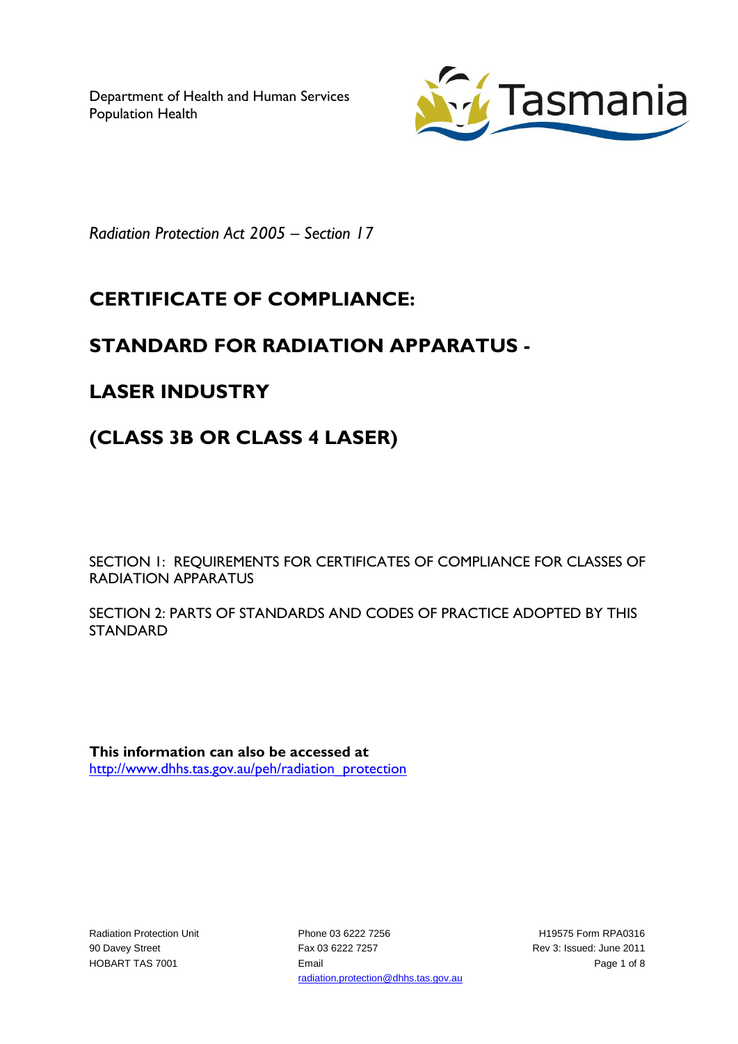Department of Health and Human Services
Population Health

*Radiation Protection Act 2005 – Section 17*

# CERTIFICATE OF COMPLIANCE:

# STANDARD FOR RADIATION APPARATUS -

# LASER INDUSTRY

# (CLASS 3B OR CLASS 4 LASER)

SECTION 1: REQUIREMENTS FOR CERTIFICATES OF COMPLIANCE FOR CLASSES OF RADIATION APPARATUS

SECTION 2: PARTS OF STANDARDS AND CODES OF PRACTICE ADOPTED BY THIS STANDARD

**This information can also be accessed at**
http://www.dhhs.tas.gov.au/peh/radiation_protection

Radiation Protection Unit
90 Davey Street
HOBART TAS 7001

Phone 03 6222 7256
Fax 03 6222 7257
Email
radiation.protection@dhhs.tas.gov.au

H19575 Form RPA0316
Rev 3: Issued: June 2011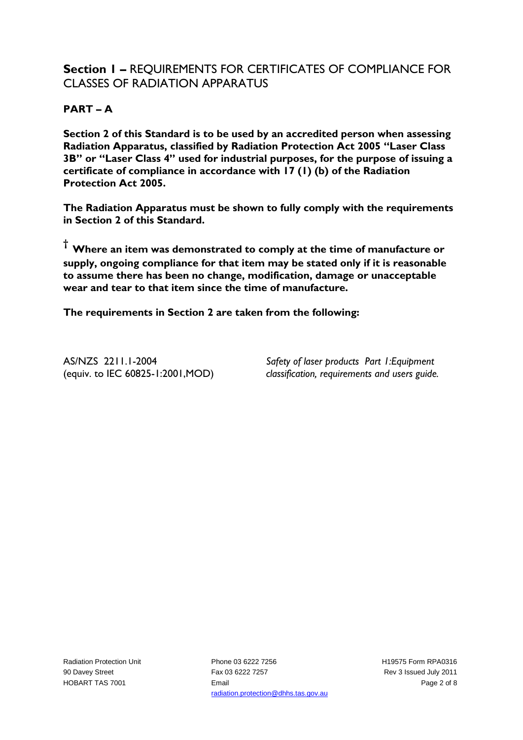## **Section 1 –** REQUIREMENTS FOR CERTIFICATES OF COMPLIANCE FOR CLASSES OF RADIATION APPARATUS

### PART – A

**Section 2 of this Standard is to be used by an accredited person when assessing Radiation Apparatus, classified by Radiation Protection Act 2005 "Laser Class 3B" or "Laser Class 4" used for industrial purposes, for the purpose of issuing a certificate of compliance in accordance with 17 (1) (b) of the Radiation Protection Act 2005.**

**The Radiation Apparatus must be shown to fully comply with the requirements in Section 2 of this Standard.**

**† Where an item was demonstrated to comply at the time of manufacture or supply, ongoing compliance for that item may be stated only if it is reasonable to assume there has been no change, modification, damage or unacceptable wear and tear to that item since the time of manufacture.**

**The requirements in Section 2 are taken from the following:**

| | |
|---|---|
| AS/NZS 2211.1-2004 (equiv. to IEC 60825-1:2001,MOD) | *Safety of laser products Part 1:Equipment classification, requirements and users guide.* |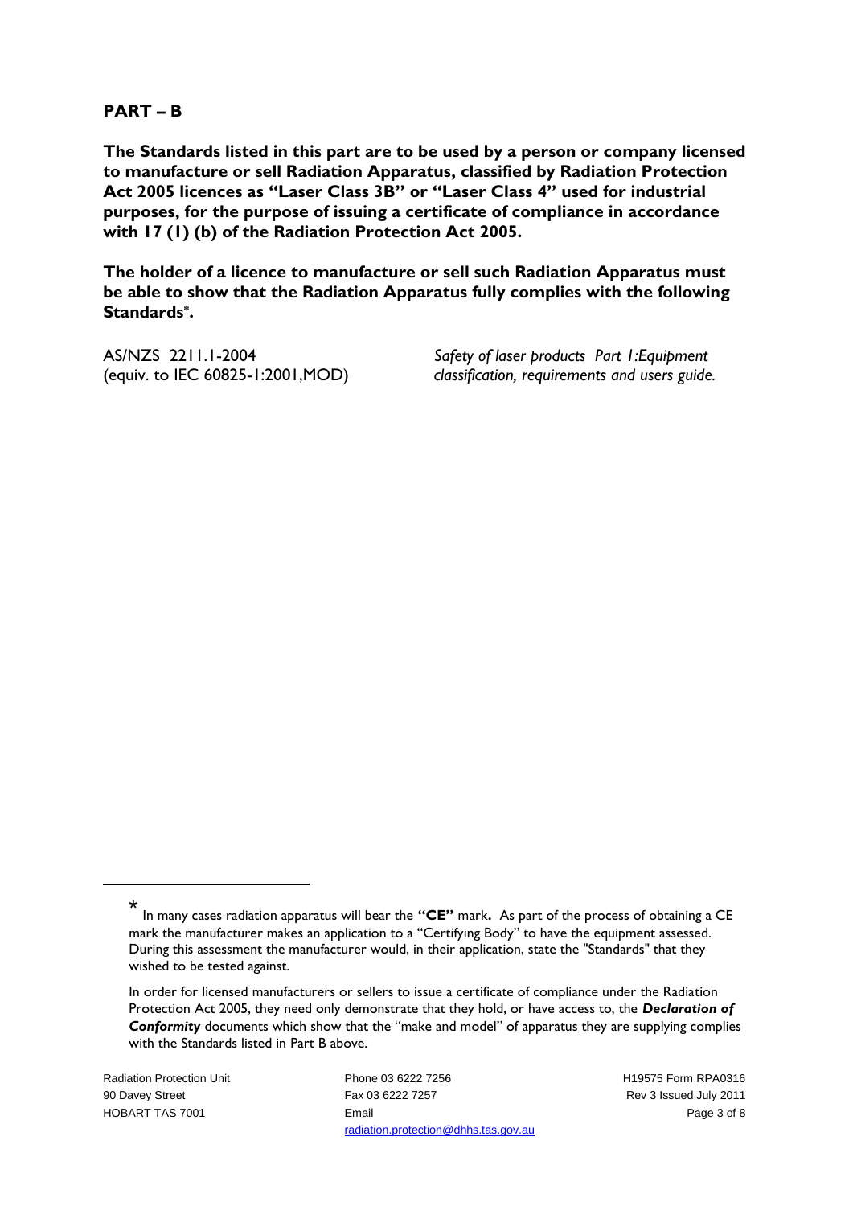## PART – B

**The Standards listed in this part are to be used by a person or company licensed to manufacture or sell Radiation Apparatus, classified by Radiation Protection Act 2005 licences as "Laser Class 3B" or "Laser Class 4" used for industrial purposes, for the purpose of issuing a certificate of compliance in accordance with 17 (1) (b) of the Radiation Protection Act 2005.**

**The holder of a licence to manufacture or sell such Radiation Apparatus must be able to show that the Radiation Apparatus fully complies with the following Standards*.**

| | |
|---|---|
| AS/NZS 2211.1-2004 (equiv. to IEC 60825-1:2001,MOD) | *Safety of laser products Part 1:Equipment classification, requirements and users guide.* |

---

* In many cases radiation apparatus will bear the **"CE"** mark**.** As part of the process of obtaining a CE mark the manufacturer makes an application to a "Certifying Body" to have the equipment assessed. During this assessment the manufacturer would, in their application, state the "Standards" that they wished to be tested against.

In order for licensed manufacturers or sellers to issue a certificate of compliance under the Radiation Protection Act 2005, they need only demonstrate that they hold, or have access to, the ***Declaration of Conformity*** documents which show that the "make and model" of apparatus they are supplying complies with the Standards listed in Part B above.

Radiation Protection Unit
90 Davey Street
HOBART TAS 7001

Phone 03 6222 7256
Fax 03 6222 7257
Email radiation.protection@dhhs.tas.gov.au

H19575 Form RPA0316
Rev 3 Issued July 2011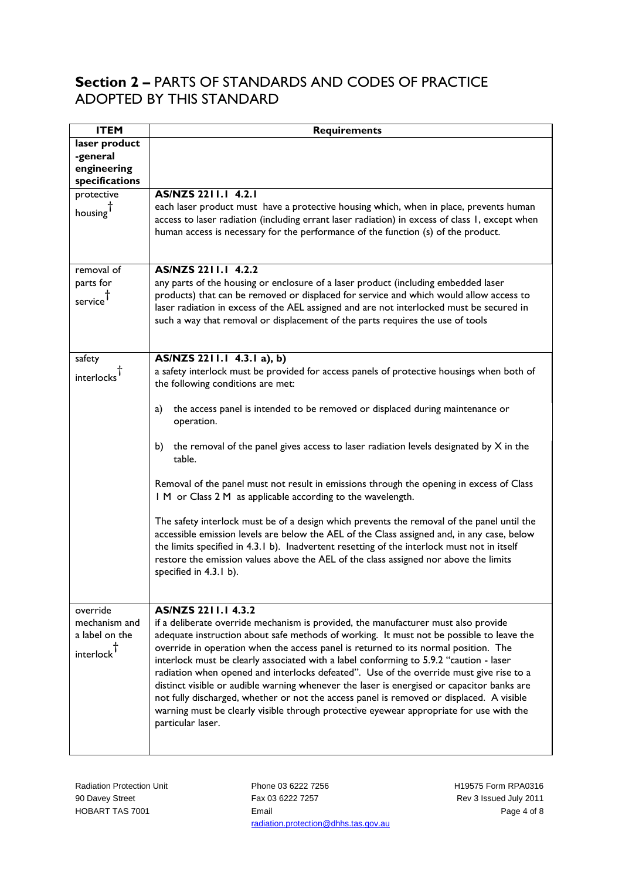## **Section 2 –** PARTS OF STANDARDS AND CODES OF PRACTICE ADOPTED BY THIS STANDARD

| ITEM | Requirements |
|---|---|
| **laser product -general engineering specifications** | |
| protective housing† | **AS/NZS 2211.1 4.2.1**<br>each laser product must have a protective housing which, when in place, prevents human access to laser radiation (including errant laser radiation) in excess of class 1, except when human access is necessary for the performance of the function (s) of the product. |
| removal of parts for service† | **AS/NZS 2211.1 4.2.2**<br>any parts of the housing or enclosure of a laser product (including embedded laser products) that can be removed or displaced for service and which would allow access to laser radiation in excess of the AEL assigned and are not interlocked must be secured in such a way that removal or displacement of the parts requires the use of tools |
| safety interlocks† | **AS/NZS 2211.1 4.3.1 a), b)**<br>a safety interlock must be provided for access panels of protective housings when both of the following conditions are met:<br>a) the access panel is intended to be removed or displaced during maintenance or operation.<br>b) the removal of the panel gives access to laser radiation levels designated by X in the table.<br>Removal of the panel must not result in emissions through the opening in excess of Class 1 M or Class 2 M as applicable according to the wavelength.<br>The safety interlock must be of a design which prevents the removal of the panel until the accessible emission levels are below the AEL of the Class assigned and, in any case, below the limits specified in 4.3.1 b). Inadvertent resetting of the interlock must not in itself restore the emission values above the AEL of the class assigned nor above the limits specified in 4.3.1 b). |
| override mechanism and a label on the interlock† | **AS/NZS 2211.1 4.3.2**<br>if a deliberate override mechanism is provided, the manufacturer must also provide adequate instruction about safe methods of working. It must not be possible to leave the override in operation when the access panel is returned to its normal position. The interlock must be clearly associated with a label conforming to 5.9.2 "caution - laser radiation when opened and interlocks defeated". Use of the override must give rise to a distinct visible or audible warning whenever the laser is energised or capacitor banks are not fully discharged, whether or not the access panel is removed or displaced. A visible warning must be clearly visible through protective eyewear appropriate for use with the particular laser. |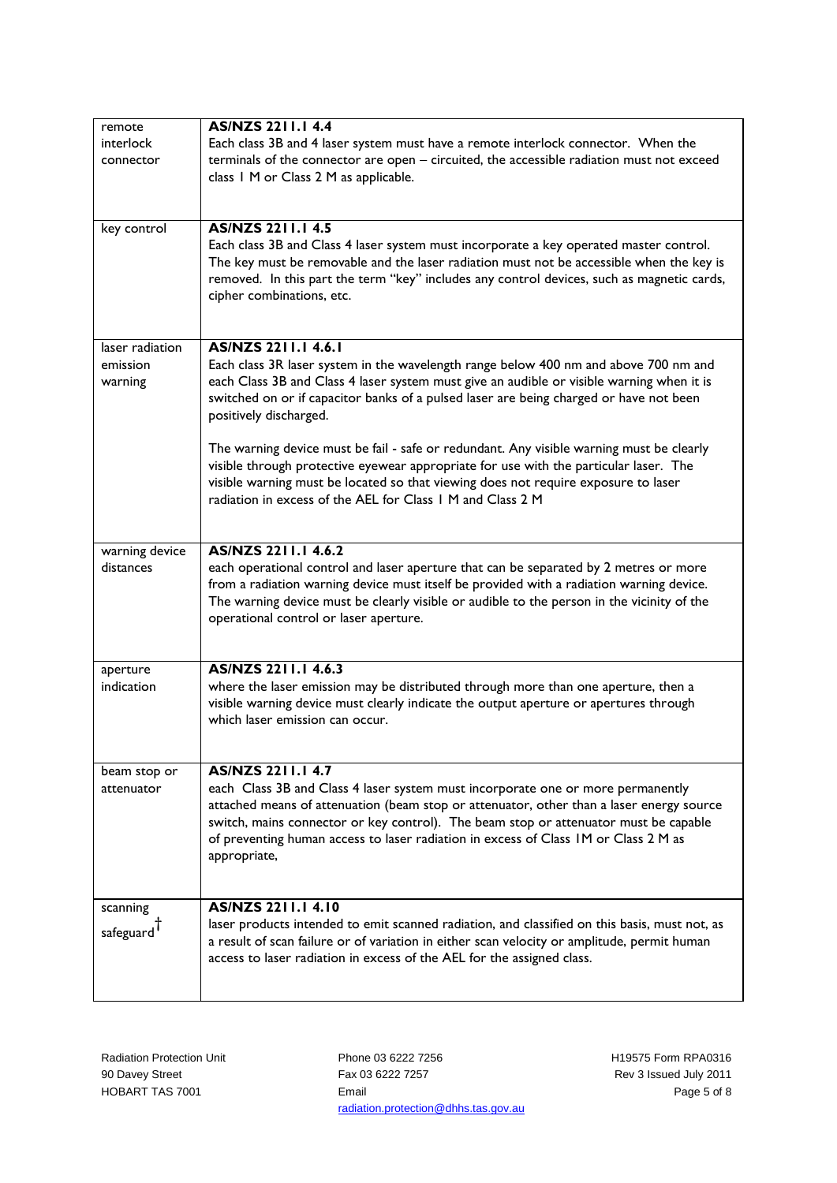| | |
|---|---|
| remote interlock connector | **AS/NZS 2211.1 4.4**<br>Each class 3B and 4 laser system must have a remote interlock connector. When the terminals of the connector are open – circuited, the accessible radiation must not exceed class 1 M or Class 2 M as applicable. |
| key control | **AS/NZS 2211.1 4.5**<br>Each class 3B and Class 4 laser system must incorporate a key operated master control. The key must be removable and the laser radiation must not be accessible when the key is removed. In this part the term "key" includes any control devices, such as magnetic cards, cipher combinations, etc. |
| laser radiation emission warning | **AS/NZS 2211.1 4.6.1**<br>Each class 3R laser system in the wavelength range below 400 nm and above 700 nm and each Class 3B and Class 4 laser system must give an audible or visible warning when it is switched on or if capacitor banks of a pulsed laser are being charged or have not been positively discharged.<br><br>The warning device must be fail - safe or redundant. Any visible warning must be clearly visible through protective eyewear appropriate for use with the particular laser. The visible warning must be located so that viewing does not require exposure to laser radiation in excess of the AEL for Class 1 M and Class 2 M |
| warning device distances | **AS/NZS 2211.1 4.6.2**<br>each operational control and laser aperture that can be separated by 2 metres or more from a radiation warning device must itself be provided with a radiation warning device. The warning device must be clearly visible or audible to the person in the vicinity of the operational control or laser aperture. |
| aperture indication | **AS/NZS 2211.1 4.6.3**<br>where the laser emission may be distributed through more than one aperture, then a visible warning device must clearly indicate the output aperture or apertures through which laser emission can occur. |
| beam stop or attenuator | **AS/NZS 2211.1 4.7**<br>each Class 3B and Class 4 laser system must incorporate one or more permanently attached means of attenuation (beam stop or attenuator, other than a laser energy source switch, mains connector or key control). The beam stop or attenuator must be capable of preventing human access to laser radiation in excess of Class 1M or Class 2 M as appropriate, |
| scanning safeguard† | **AS/NZS 2211.1 4.10**<br>laser products intended to emit scanned radiation, and classified on this basis, must not, as a result of scan failure or of variation in either scan velocity or amplitude, permit human access to laser radiation in excess of the AEL for the assigned class. |

Radiation Protection Unit
90 Davey Street
HOBART TAS 7001

Phone 03 6222 7256
Fax 03 6222 7257
Email
radiation.protection@dhhs.tas.gov.au

H19575 Form RPA0316
Rev 3 Issued July 2011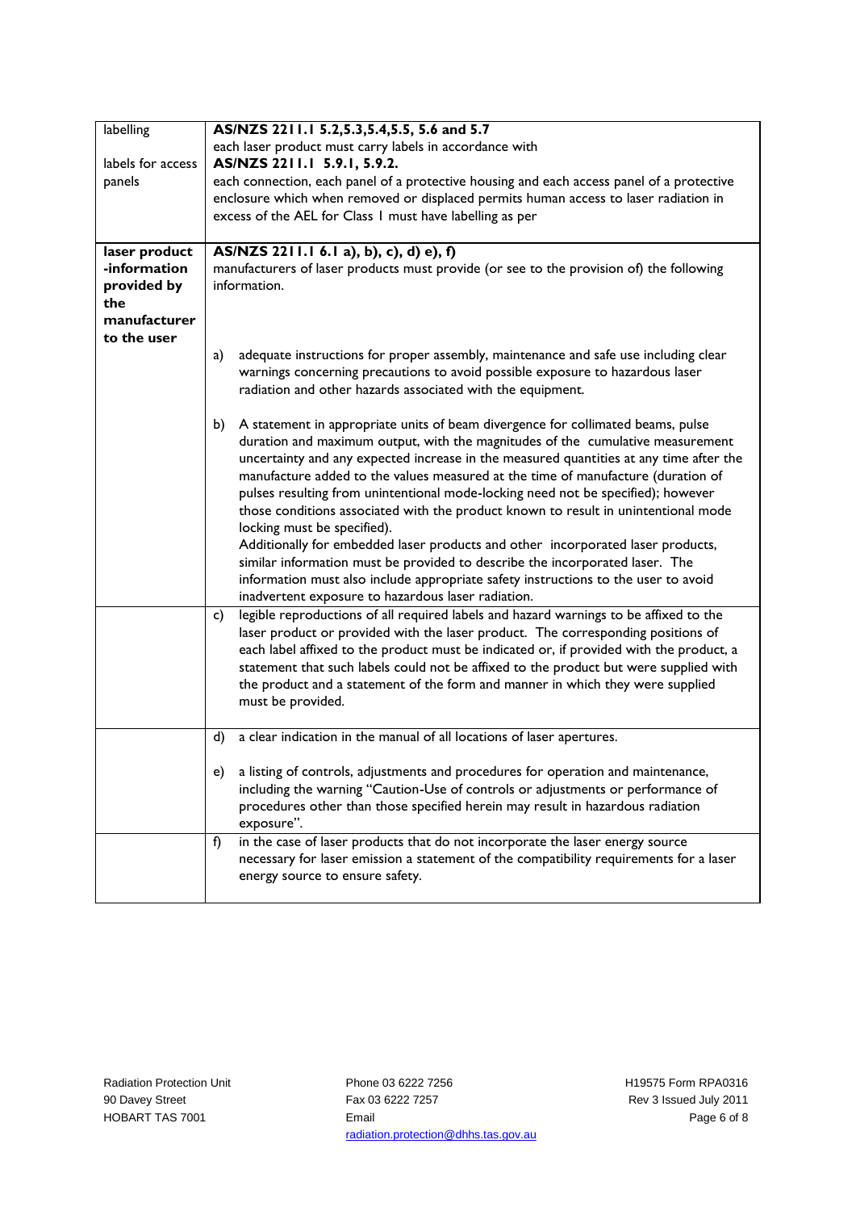| labelling<br><br>labels for access panels | **AS/NZS 2211.1 5.2,5.3,5.4,5.5, 5.6 and 5.7**<br>each laser product must carry labels in accordance with<br>**AS/NZS 2211.1 5.9.1, 5.9.2.**<br>each connection, each panel of a protective housing and each access panel of a protective enclosure which when removed or displaced permits human access to laser radiation in excess of the AEL for Class 1 must have labelling as per |
|---|---|
| **laser product -information provided by the manufacturer to the user** | **AS/NZS 2211.1 6.1 a), b), c), d) e), f)**<br>manufacturers of laser products must provide (or see to the provision of) the following information.<br><br>a) adequate instructions for proper assembly, maintenance and safe use including clear warnings concerning precautions to avoid possible exposure to hazardous laser radiation and other hazards associated with the equipment.<br><br>b) A statement in appropriate units of beam divergence for collimated beams, pulse duration and maximum output, with the magnitudes of the cumulative measurement uncertainty and any expected increase in the measured quantities at any time after the manufacture added to the values measured at the time of manufacture (duration of pulses resulting from unintentional mode-locking need not be specified); however those conditions associated with the product known to result in unintentional mode locking must be specified).<br>Additionally for embedded laser products and other incorporated laser products, similar information must be provided to describe the incorporated laser. The information must also include appropriate safety instructions to the user to avoid inadvertent exposure to hazardous laser radiation. |
| | c) legible reproductions of all required labels and hazard warnings to be affixed to the laser product or provided with the laser product. The corresponding positions of each label affixed to the product must be indicated or, if provided with the product, a statement that such labels could not be affixed to the product but were supplied with the product and a statement of the form and manner in which they were supplied must be provided. |
| | d) a clear indication in the manual of all locations of laser apertures.<br><br>e) a listing of controls, adjustments and procedures for operation and maintenance, including the warning "Caution-Use of controls or adjustments or performance of procedures other than those specified herein may result in hazardous radiation exposure". |
| | f) in the case of laser products that do not incorporate the laser energy source necessary for laser emission a statement of the compatibility requirements for a laser energy source to ensure safety. |

Radiation Protection Unit
90 Davey Street
HOBART TAS 7001

Phone 03 6222 7256
Fax 03 6222 7257
Email
radiation.protection@dhhs.tas.gov.au

H19575 Form RPA0316
Rev 3 Issued July 2011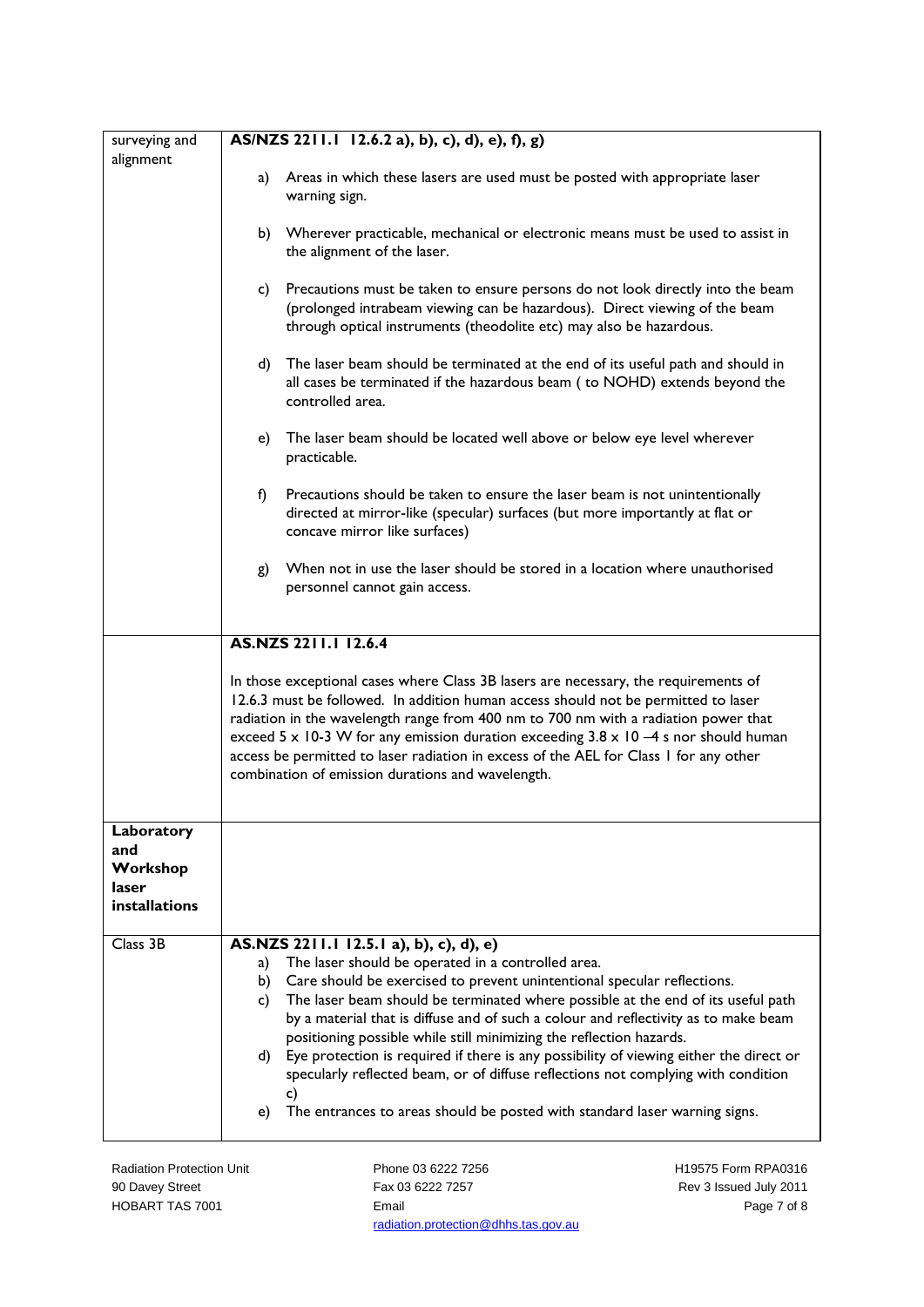| | |
|---|---|
| surveying and alignment | **AS/NZS 2211.1 12.6.2 a), b), c), d), e), f), g)**<br><br>a) Areas in which these lasers are used must be posted with appropriate laser warning sign.<br><br>b) Wherever practicable, mechanical or electronic means must be used to assist in the alignment of the laser.<br><br>c) Precautions must be taken to ensure persons do not look directly into the beam (prolonged intrabeam viewing can be hazardous). Direct viewing of the beam through optical instruments (theodolite etc) may also be hazardous.<br><br>d) The laser beam should be terminated at the end of its useful path and should in all cases be terminated if the hazardous beam ( to NOHD) extends beyond the controlled area.<br><br>e) The laser beam should be located well above or below eye level wherever practicable.<br><br>f) Precautions should be taken to ensure the laser beam is not unintentionally directed at mirror-like (specular) surfaces (but more importantly at flat or concave mirror like surfaces)<br><br>g) When not in use the laser should be stored in a location where unauthorised personnel cannot gain access. |
| | **AS.NZS 2211.1 12.6.4**<br><br>In those exceptional cases where Class 3B lasers are necessary, the requirements of 12.6.3 must be followed. In addition human access should not be permitted to laser radiation in the wavelength range from 400 nm to 700 nm with a radiation power that exceed $5 \times 10^{-3}$ W for any emission duration exceeding $3.8 \times 10^{-4}$ s nor should human access be permitted to laser radiation in excess of the AEL for Class 1 for any other combination of emission durations and wavelength. |
| **Laboratory and Workshop laser installations** | |
| Class 3B | **AS.NZS 2211.1 12.5.1 a), b), c), d), e)**<br>a) The laser should be operated in a controlled area.<br>b) Care should be exercised to prevent unintentional specular reflections.<br>c) The laser beam should be terminated where possible at the end of its useful path by a material that is diffuse and of such a colour and reflectivity as to make beam positioning possible while still minimizing the reflection hazards.<br>d) Eye protection is required if there is any possibility of viewing either the direct or specularly reflected beam, or of diffuse reflections not complying with condition c)<br>e) The entrances to areas should be posted with standard laser warning signs. |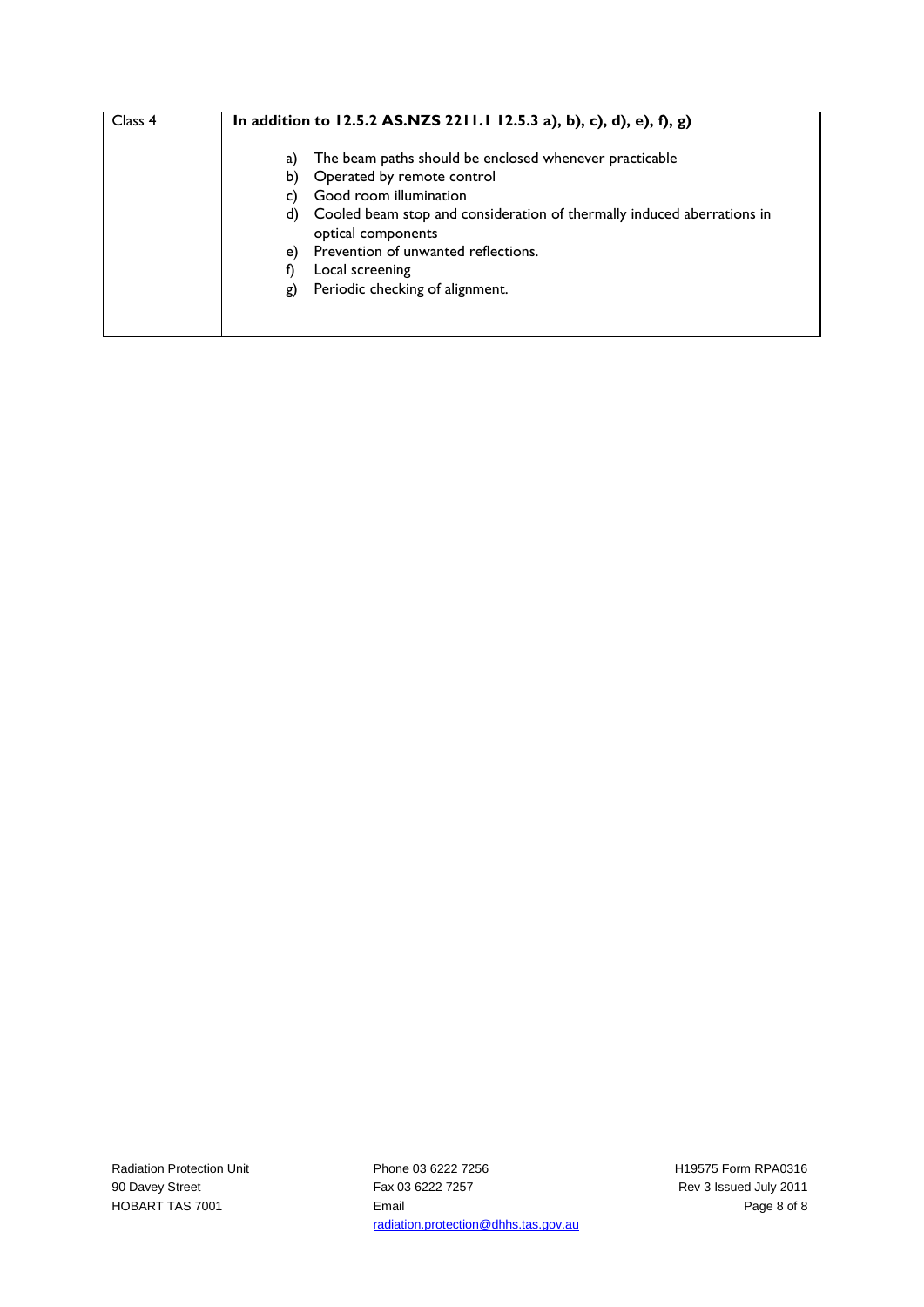| | |
|---|---|
| Class 4 | **In addition to 12.5.2 AS.NZS 2211.1 12.5.3 a), b), c), d), e), f), g)**<br><br>a) The beam paths should be enclosed whenever practicable<br>b) Operated by remote control<br>c) Good room illumination<br>d) Cooled beam stop and consideration of thermally induced aberrations in optical components<br>e) Prevention of unwanted reflections.<br>f) Local screening<br>g) Periodic checking of alignment. |

Radiation Protection Unit
90 Davey Street
HOBART TAS 7001

Phone 03 6222 7256
Fax 03 6222 7257
Email
radiation.protection@dhhs.tas.gov.au

H19575 Form RPA0316
Rev 3 Issued July 2011